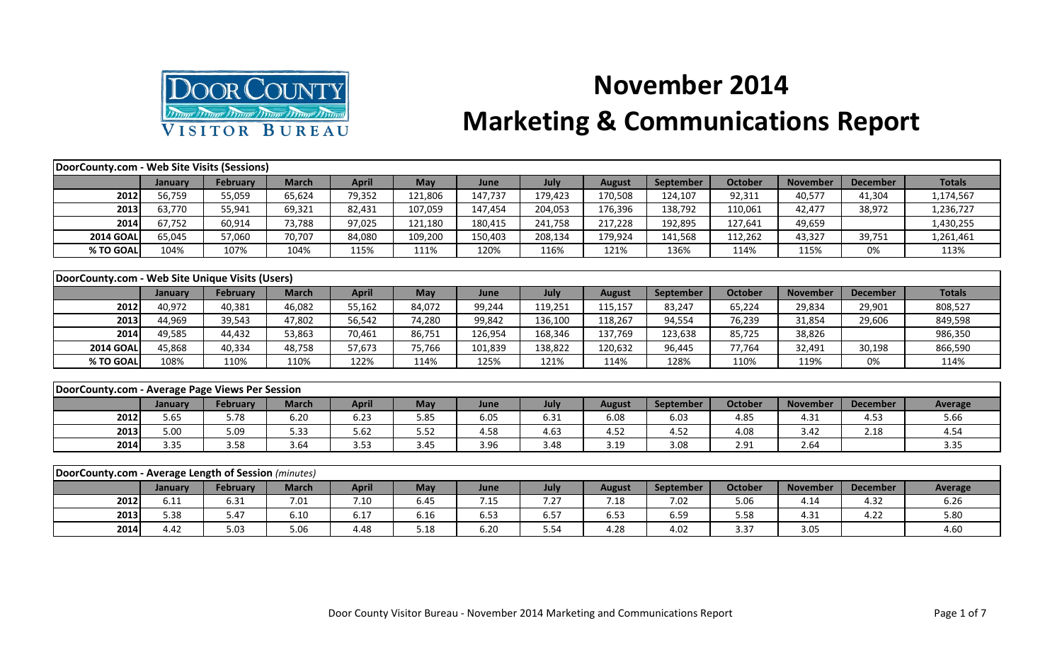# November 2014

# Marketing & Communications Report

| DoorCounty.com - Web Site Visits (Sessions) | | | | | | | | | | | | | |
|---|---|---|---|---|---|---|---|---|---|---|---|---|---|
| | January | February | March | April | May | June | July | August | September | October | November | December | Totals |
| 2012 | 56,759 | 55,059 | 65,624 | 79,352 | 121,806 | 147,737 | 179,423 | 170,508 | 124,107 | 92,311 | 40,577 | 41,304 | 1,174,567 |
| 2013 | 63,770 | 55,941 | 69,321 | 82,431 | 107,059 | 147,454 | 204,053 | 176,396 | 138,792 | 110,061 | 42,477 | 38,972 | 1,236,727 |
| 2014 | 67,752 | 60,914 | 73,788 | 97,025 | 121,180 | 180,415 | 241,758 | 217,228 | 192,895 | 127,641 | 49,659 | | 1,430,255 |
| 2014 GOAL | 65,045 | 57,060 | 70,707 | 84,080 | 109,200 | 150,403 | 208,134 | 179,924 | 141,568 | 112,262 | 43,327 | 39,751 | 1,261,461 |
| % TO GOAL | 104% | 107% | 104% | 115% | 111% | 120% | 116% | 121% | 136% | 114% | 115% | 0% | 113% |

| DoorCounty.com - Web Site Unique Visits (Users) | | | | | | | | | | | | | |
|---|---|---|---|---|---|---|---|---|---|---|---|---|---|
| | January | February | March | April | May | June | July | August | September | October | November | December | Totals |
| 2012 | 40,972 | 40,381 | 46,082 | 55,162 | 84,072 | 99,244 | 119,251 | 115,157 | 83,247 | 65,224 | 29,834 | 29,901 | 808,527 |
| 2013 | 44,969 | 39,543 | 47,802 | 56,542 | 74,280 | 99,842 | 136,100 | 118,267 | 94,554 | 76,239 | 31,854 | 29,606 | 849,598 |
| 2014 | 49,585 | 44,432 | 53,863 | 70,461 | 86,751 | 126,954 | 168,346 | 137,769 | 123,638 | 85,725 | 38,826 | | 986,350 |
| 2014 GOAL | 45,868 | 40,334 | 48,758 | 57,673 | 75,766 | 101,839 | 138,822 | 120,632 | 96,445 | 77,764 | 32,491 | 30,198 | 866,590 |
| % TO GOAL | 108% | 110% | 110% | 122% | 114% | 125% | 121% | 114% | 128% | 110% | 119% | 0% | 114% |

| DoorCounty.com - Average Page Views Per Session | | | | | | | | | | | | | |
|---|---|---|---|---|---|---|---|---|---|---|---|---|---|
| | January | February | March | April | May | June | July | August | September | October | November | December | Average |
| 2012 | 5.65 | 5.78 | 6.20 | 6.23 | 5.85 | 6.05 | 6.31 | 6.08 | 6.03 | 4.85 | 4.31 | 4.53 | 5.66 |
| 2013 | 5.00 | 5.09 | 5.33 | 5.62 | 5.52 | 4.58 | 4.63 | 4.52 | 4.52 | 4.08 | 3.42 | 2.18 | 4.54 |
| 2014 | 3.35 | 3.58 | 3.64 | 3.53 | 3.45 | 3.96 | 3.48 | 3.19 | 3.08 | 2.91 | 2.64 | | 3.35 |

| DoorCounty.com - Average Length of Session *(minutes)* | | | | | | | | | | | | | |
|---|---|---|---|---|---|---|---|---|---|---|---|---|---|
| | January | February | March | April | May | June | July | August | September | October | November | December | Average |
| 2012 | 6.11 | 6.31 | 7.01 | 7.10 | 6.45 | 7.15 | 7.27 | 7.18 | 7.02 | 5.06 | 4.14 | 4.32 | 6.26 |
| 2013 | 5.38 | 5.47 | 6.10 | 6.17 | 6.16 | 6.53 | 6.57 | 6.53 | 6.59 | 5.58 | 4.31 | 4.22 | 5.80 |
| 2014 | 4.42 | 5.03 | 5.06 | 4.48 | 5.18 | 6.20 | 5.54 | 4.28 | 4.02 | 3.37 | 3.05 | | 4.60 |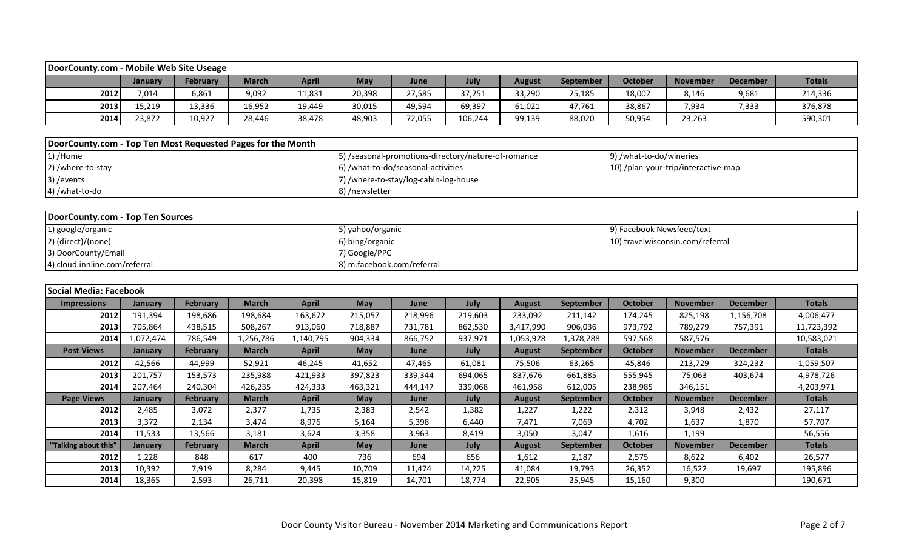## DoorCounty.com - Mobile Web Site Useage

| | January | February | March | April | May | June | July | August | September | October | November | December | Totals |
|---|---|---|---|---|---|---|---|---|---|---|---|---|---|
| 2012 | 7,014 | 6,861 | 9,092 | 11,831 | 20,398 | 27,585 | 37,251 | 33,290 | 25,185 | 18,002 | 8,146 | 9,681 | 214,336 |
| 2013 | 15,219 | 13,336 | 16,952 | 19,449 | 30,015 | 49,594 | 69,397 | 61,021 | 47,761 | 38,867 | 7,934 | 7,333 | 376,878 |
| 2014 | 23,872 | 10,927 | 28,446 | 38,478 | 48,903 | 72,055 | 106,244 | 99,139 | 88,020 | 50,954 | 23,263 | | 590,301 |

## DoorCounty.com - Top Ten Most Requested Pages for the Month

1) /Home
2) /where-to-stay
3) /events
4) /what-to-do
5) /seasonal-promotions-directory/nature-of-romance
6) /what-to-do/seasonal-activities
7) /where-to-stay/log-cabin-log-house
8) /newsletter
9) /what-to-do/wineries
10) /plan-your-trip/interactive-map

## DoorCounty.com - Top Ten Sources

1) google/organic
2) (direct)/(none)
3) DoorCounty/Email
4) cloud.innline.com/referral
5) yahoo/organic
6) bing/organic
7) Google/PPC
8) m.facebook.com/referral
9) Facebook Newsfeed/text
10) travelwisconsin.com/referral

## Social Media: Facebook

| Impressions | January | February | March | April | May | June | July | August | September | October | November | December | Totals |
|---|---|---|---|---|---|---|---|---|---|---|---|---|---|
| 2012 | 191,394 | 198,686 | 198,684 | 163,672 | 215,057 | 218,996 | 219,603 | 233,092 | 211,142 | 174,245 | 825,198 | 1,156,708 | 4,006,477 |
| 2013 | 705,864 | 438,515 | 508,267 | 913,060 | 718,887 | 731,781 | 862,530 | 3,417,990 | 906,036 | 973,792 | 789,279 | 757,391 | 11,723,392 |
| 2014 | 1,072,474 | 786,549 | 1,256,786 | 1,140,795 | 904,334 | 866,752 | 937,971 | 1,053,928 | 1,378,288 | 597,568 | 587,576 | | 10,583,021 |
| **Post Views** | **January** | **February** | **March** | **April** | **May** | **June** | **July** | **August** | **September** | **October** | **November** | **December** | **Totals** |
| 2012 | 42,566 | 44,999 | 52,921 | 46,245 | 41,652 | 47,465 | 61,081 | 75,506 | 63,265 | 45,846 | 213,729 | 324,232 | 1,059,507 |
| 2013 | 201,757 | 153,573 | 235,988 | 421,933 | 397,823 | 339,344 | 694,065 | 837,676 | 661,885 | 555,945 | 75,063 | 403,674 | 4,978,726 |
| 2014 | 207,464 | 240,304 | 426,235 | 424,333 | 463,321 | 444,147 | 339,068 | 461,958 | 612,005 | 238,985 | 346,151 | | 4,203,971 |
| **Page Views** | **January** | **February** | **March** | **April** | **May** | **June** | **July** | **August** | **September** | **October** | **November** | **December** | **Totals** |
| 2012 | 2,485 | 3,072 | 2,377 | 1,735 | 2,383 | 2,542 | 1,382 | 1,227 | 1,222 | 2,312 | 3,948 | 2,432 | 27,117 |
| 2013 | 3,372 | 2,134 | 3,474 | 8,976 | 5,164 | 5,398 | 6,440 | 7,471 | 7,069 | 4,702 | 1,637 | 1,870 | 57,707 |
| 2014 | 11,533 | 13,566 | 3,181 | 3,624 | 3,358 | 3,963 | 8,419 | 3,050 | 3,047 | 1,616 | 1,199 | | 56,556 |
| **"Talking about this"** | **January** | **February** | **March** | **April** | **May** | **June** | **July** | **August** | **September** | **October** | **November** | **December** | **Totals** |
| 2012 | 1,228 | 848 | 617 | 400 | 736 | 694 | 656 | 1,612 | 2,187 | 2,575 | 8,622 | 6,402 | 26,577 |
| 2013 | 10,392 | 7,919 | 8,284 | 9,445 | 10,709 | 11,474 | 14,225 | 41,084 | 19,793 | 26,352 | 16,522 | 19,697 | 195,896 |
| 2014 | 18,365 | 2,593 | 26,711 | 20,398 | 15,819 | 14,701 | 18,774 | 22,905 | 25,945 | 15,160 | 9,300 | | 190,671 |

Door County Visitor Bureau - November 2014 Marketing and Communications Report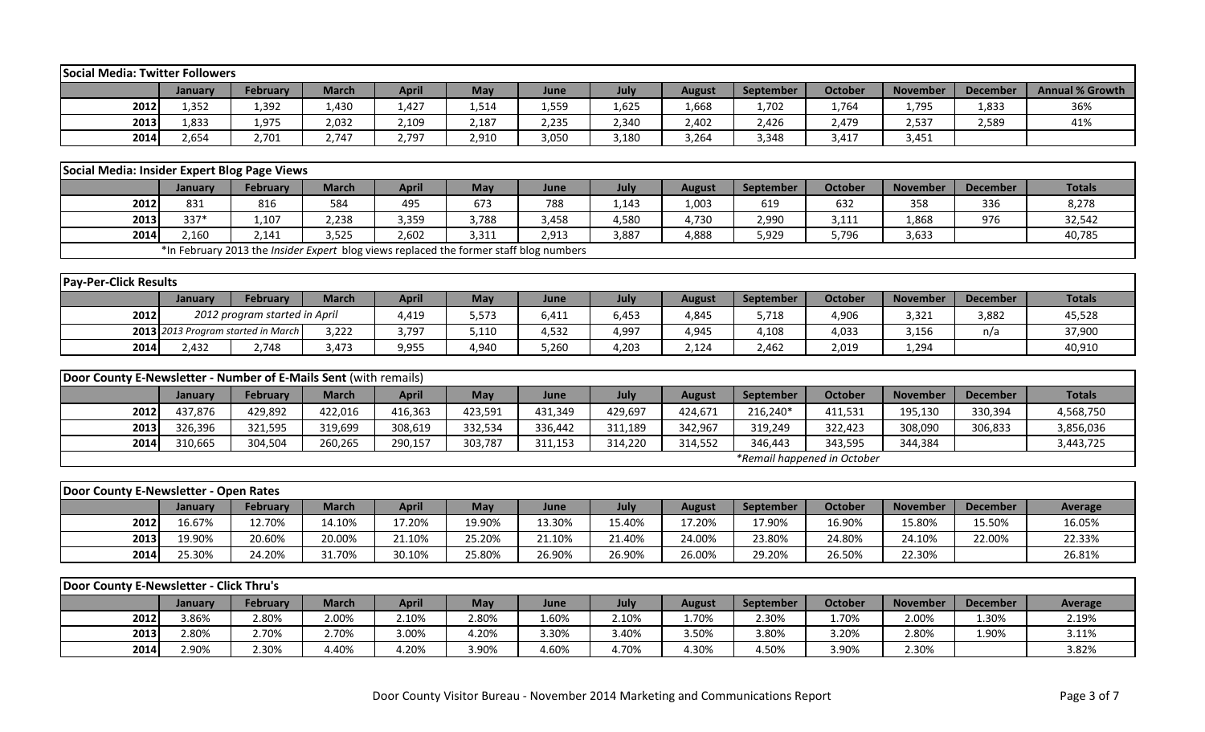| Social Media: Twitter Followers | | | | | | | | | | | | | |
|---|---|---|---|---|---|---|---|---|---|---|---|---|---|
| | January | February | March | April | May | June | July | August | September | October | November | December | Annual % Growth |
| 2012 | 1,352 | 1,392 | 1,430 | 1,427 | 1,514 | 1,559 | 1,625 | 1,668 | 1,702 | 1,764 | 1,795 | 1,833 | 36% |
| 2013 | 1,833 | 1,975 | 2,032 | 2,109 | 2,187 | 2,235 | 2,340 | 2,402 | 2,426 | 2,479 | 2,537 | 2,589 | 41% |
| 2014 | 2,654 | 2,701 | 2,747 | 2,797 | 2,910 | 3,050 | 3,180 | 3,264 | 3,348 | 3,417 | 3,451 | | |

| Social Media: Insider Expert Blog Page Views | | | | | | | | | | | | | |
|---|---|---|---|---|---|---|---|---|---|---|---|---|---|
| | January | February | March | April | May | June | July | August | September | October | November | December | Totals |
| 2012 | 831 | 816 | 584 | 495 | 673 | 788 | 1,143 | 1,003 | 619 | 632 | 358 | 336 | 8,278 |
| 2013 | 337* | 1,107 | 2,238 | 3,359 | 3,788 | 3,458 | 4,580 | 4,730 | 2,990 | 3,111 | 1,868 | 976 | 32,542 |
| 2014 | 2,160 | 2,141 | 3,525 | 2,602 | 3,311 | 2,913 | 3,887 | 4,888 | 5,929 | 5,796 | 3,633 | | 40,785 |
| | *In February 2013 the *Insider Expert* blog views replaced the former staff blog numbers | | | | | | | | | | | | |

| Pay-Per-Click Results | | | | | | | | | | | | | |
|---|---|---|---|---|---|---|---|---|---|---|---|---|---|
| | January | February | March | April | May | June | July | August | September | October | November | December | Totals |
| 2012 | *2012 program started in April* | | | 4,419 | 5,573 | 6,411 | 6,453 | 4,845 | 5,718 | 4,906 | 3,321 | 3,882 | 45,528 |
| 2013 | *2013 Program started in March* | | 3,222 | 3,797 | 5,110 | 4,532 | 4,997 | 4,945 | 4,108 | 4,033 | 3,156 | n/a | 37,900 |
| 2014 | 2,432 | 2,748 | 3,473 | 9,955 | 4,940 | 5,260 | 4,203 | 2,124 | 2,462 | 2,019 | 1,294 | | 40,910 |

| Door County E-Newsletter - Number of E-Mails Sent (with remails) | | | | | | | | | | | | | |
|---|---|---|---|---|---|---|---|---|---|---|---|---|---|
| | January | February | March | April | May | June | July | August | September | October | November | December | Totals |
| 2012 | 437,876 | 429,892 | 422,016 | 416,363 | 423,591 | 431,349 | 429,697 | 424,671 | 216,240* | 411,531 | 195,130 | 330,394 | 4,568,750 |
| 2013 | 326,396 | 321,595 | 319,699 | 308,619 | 332,534 | 336,442 | 311,189 | 342,967 | 319,249 | 322,423 | 308,090 | 306,833 | 3,856,036 |
| 2014 | 310,665 | 304,504 | 260,265 | 290,157 | 303,787 | 311,153 | 314,220 | 314,552 | 346,443 | 343,595 | 344,384 | | 3,443,725 |
| | | | | | | | | | *\*Remail happened in October* | | | | |

| Door County E-Newsletter - Open Rates | | | | | | | | | | | | | |
|---|---|---|---|---|---|---|---|---|---|---|---|---|---|
| | January | February | March | April | May | June | July | August | September | October | November | December | Average |
| 2012 | 16.67% | 12.70% | 14.10% | 17.20% | 19.90% | 13.30% | 15.40% | 17.20% | 17.90% | 16.90% | 15.80% | 15.50% | 16.05% |
| 2013 | 19.90% | 20.60% | 20.00% | 21.10% | 25.20% | 21.10% | 21.40% | 24.00% | 23.80% | 24.80% | 24.10% | 22.00% | 22.33% |
| 2014 | 25.30% | 24.20% | 31.70% | 30.10% | 25.80% | 26.90% | 26.90% | 26.00% | 29.20% | 26.50% | 22.30% | | 26.81% |

| Door County E-Newsletter - Click Thru's | | | | | | | | | | | | | |
|---|---|---|---|---|---|---|---|---|---|---|---|---|---|
| | January | February | March | April | May | June | July | August | September | October | November | December | Average |
| 2012 | 3.86% | 2.80% | 2.00% | 2.10% | 2.80% | 1.60% | 2.10% | 1.70% | 2.30% | 1.70% | 2.00% | 1.30% | 2.19% |
| 2013 | 2.80% | 2.70% | 2.70% | 3.00% | 4.20% | 3.30% | 3.40% | 3.50% | 3.80% | 3.20% | 2.80% | 1.90% | 3.11% |
| 2014 | 2.90% | 2.30% | 4.40% | 4.20% | 3.90% | 4.60% | 4.70% | 4.30% | 4.50% | 3.90% | 2.30% | | 3.82% |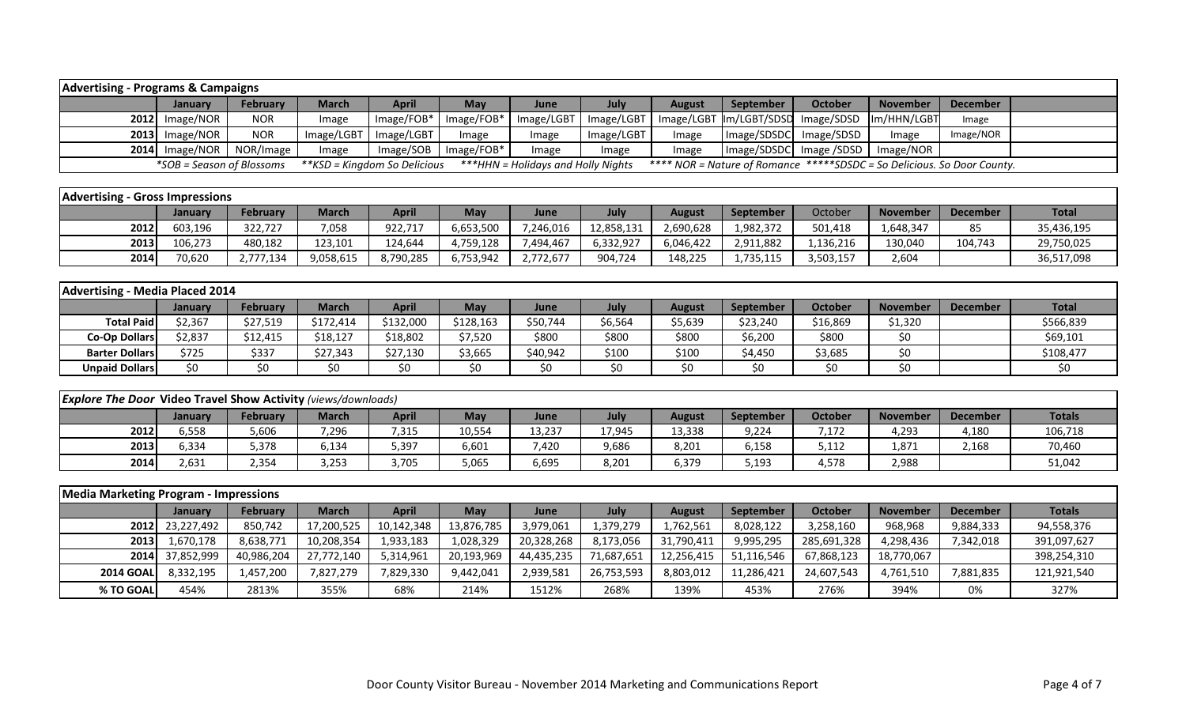**Advertising - Programs & Campaigns**

| | January | February | March | April | May | June | July | August | September | October | November | December |
|---|---|---|---|---|---|---|---|---|---|---|---|---|
| 2012 | Image/NOR | NOR | Image | Image/FOB* | Image/FOB* | Image/LGBT | Image/LGBT | Image/LGBT | Im/LGBT/SDSD | Image/SDSD | Im/HHN/LGBT | Image |
| 2013 | Image/NOR | NOR | Image/LGBT | Image/LGBT | Image | Image | Image/LGBT | Image | Image/SDSDC | Image/SDSD | Image | Image/NOR |
| 2014 | Image/NOR | NOR/Image | Image | Image/SOB | Image/FOB* | Image | Image | Image | Image/SDSDC | Image /SDSD | Image/NOR | |

*SOB = Season of Blossoms **KSD = Kingdom So Delicious ***HHN = Holidays and Holly Nights **** NOR = Nature of Romance *****SDSDC = So Delicious. So Door County.

**Advertising - Gross Impressions**

| | January | February | March | April | May | June | July | August | September | October | November | December | Total |
|---|---|---|---|---|---|---|---|---|---|---|---|---|---|
| 2012 | 603,196 | 322,727 | 7,058 | 922,717 | 6,653,500 | 7,246,016 | 12,858,131 | 2,690,628 | 1,982,372 | 501,418 | 1,648,347 | 85 | 35,436,195 |
| 2013 | 106,273 | 480,182 | 123,101 | 124,644 | 4,759,128 | 7,494,467 | 6,332,927 | 6,046,422 | 2,911,882 | 1,136,216 | 130,040 | 104,743 | 29,750,025 |
| 2014 | 70,620 | 2,777,134 | 9,058,615 | 8,790,285 | 6,753,942 | 2,772,677 | 904,724 | 148,225 | 1,735,115 | 3,503,157 | 2,604 | | 36,517,098 |

**Advertising - Media Placed 2014**

| | January | February | March | April | May | June | July | August | September | October | November | December | Total |
|---|---|---|---|---|---|---|---|---|---|---|---|---|---|
| Total Paid | $2,367 | $27,519 | $172,414 | $132,000 | $128,163 | $50,744 | $6,564 | $5,639 | $23,240 | $16,869 | $1,320 | | $566,839 |
| Co-Op Dollars | $2,837 | $12,415 | $18,127 | $18,802 | $7,520 | $800 | $800 | $800 | $6,200 | $800 | $0 | | $69,101 |
| Barter Dollars | $725 | $337 | $27,343 | $27,130 | $3,665 | $40,942 | $100 | $100 | $4,450 | $3,685 | $0 | | $108,477 |
| Unpaid Dollars | $0 | $0 | $0 | $0 | $0 | $0 | $0 | $0 | $0 | $0 | $0 | | $0 |

***Explore The Door* Video Travel Show Activity** *(views/downloads)*

| | January | February | March | April | May | June | July | August | September | October | November | December | Totals |
|---|---|---|---|---|---|---|---|---|---|---|---|---|---|
| 2012 | 6,558 | 5,606 | 7,296 | 7,315 | 10,554 | 13,237 | 17,945 | 13,338 | 9,224 | 7,172 | 4,293 | 4,180 | 106,718 |
| 2013 | 6,334 | 5,378 | 6,134 | 5,397 | 6,601 | 7,420 | 9,686 | 8,201 | 6,158 | 5,112 | 1,871 | 2,168 | 70,460 |
| 2014 | 2,631 | 2,354 | 3,253 | 3,705 | 5,065 | 6,695 | 8,201 | 6,379 | 5,193 | 4,578 | 2,988 | | 51,042 |

**Media Marketing Program - Impressions**

| | January | February | March | April | May | June | July | August | September | October | November | December | Totals |
|---|---|---|---|---|---|---|---|---|---|---|---|---|---|
| 2012 | 23,227,492 | 850,742 | 17,200,525 | 10,142,348 | 13,876,785 | 3,979,061 | 1,379,279 | 1,762,561 | 8,028,122 | 3,258,160 | 968,968 | 9,884,333 | 94,558,376 |
| 2013 | 1,670,178 | 8,638,771 | 10,208,354 | 1,933,183 | 1,028,329 | 20,328,268 | 8,173,056 | 31,790,411 | 9,995,295 | 285,691,328 | 4,298,436 | 7,342,018 | 391,097,627 |
| 2014 | 37,852,999 | 40,986,204 | 27,772,140 | 5,314,961 | 20,193,969 | 44,435,235 | 71,687,651 | 12,256,415 | 51,116,546 | 67,868,123 | 18,770,067 | | 398,254,310 |
| 2014 GOAL | 8,332,195 | 1,457,200 | 7,827,279 | 7,829,330 | 9,442,041 | 2,939,581 | 26,753,593 | 8,803,012 | 11,286,421 | 24,607,543 | 4,761,510 | 7,881,835 | 121,921,540 |
| % TO GOAL | 454% | 2813% | 355% | 68% | 214% | 1512% | 268% | 139% | 453% | 276% | 394% | 0% | 327% |

Door County Visitor Bureau - November 2014 Marketing and Communications Report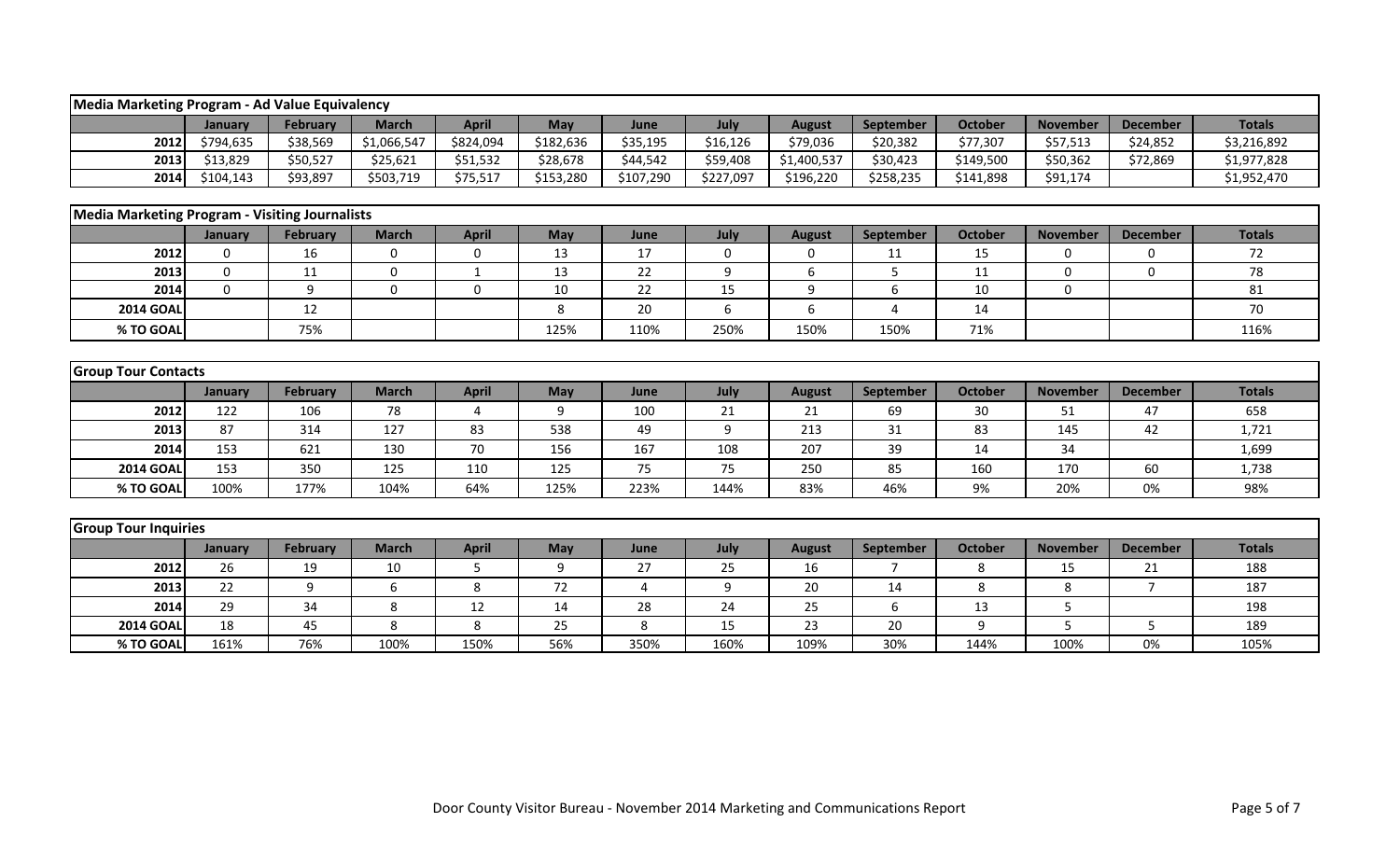| Media Marketing Program - Ad Value Equivalency | | | | | | | | | | | | | |
|---|---|---|---|---|---|---|---|---|---|---|---|---|---|
| | January | February | March | April | May | June | July | August | September | October | November | December | Totals |
| 2012 | $794,635 | $38,569 | $1,066,547 | $824,094 | $182,636 | $35,195 | $16,126 | $79,036 | $20,382 | $77,307 | $57,513 | $24,852 | $3,216,892 |
| 2013 | $13,829 | $50,527 | $25,621 | $51,532 | $28,678 | $44,542 | $59,408 | $1,400,537 | $30,423 | $149,500 | $50,362 | $72,869 | $1,977,828 |
| 2014 | $104,143 | $93,897 | $503,719 | $75,517 | $153,280 | $107,290 | $227,097 | $196,220 | $258,235 | $141,898 | $91,174 | | $1,952,470 |

| Media Marketing Program - Visiting Journalists | | | | | | | | | | | | | |
|---|---|---|---|---|---|---|---|---|---|---|---|---|---|
| | January | February | March | April | May | June | July | August | September | October | November | December | Totals |
| 2012 | 0 | 16 | 0 | 0 | 13 | 17 | 0 | 0 | 11 | 15 | 0 | 0 | 72 |
| 2013 | 0 | 11 | 0 | 1 | 13 | 22 | 9 | 6 | 5 | 11 | 0 | 0 | 78 |
| 2014 | 0 | 9 | 0 | 0 | 10 | 22 | 15 | 9 | 6 | 10 | 0 | | 81 |
| 2014 GOAL | | 12 | | | 8 | 20 | 6 | 6 | 4 | 14 | | | 70 |
| % TO GOAL | | 75% | | | 125% | 110% | 250% | 150% | 150% | 71% | | | 116% |

| Group Tour Contacts | | | | | | | | | | | | | |
|---|---|---|---|---|---|---|---|---|---|---|---|---|---|
| | January | February | March | April | May | June | July | August | September | October | November | December | Totals |
| 2012 | 122 | 106 | 78 | 4 | 9 | 100 | 21 | 21 | 69 | 30 | 51 | 47 | 658 |
| 2013 | 87 | 314 | 127 | 83 | 538 | 49 | 9 | 213 | 31 | 83 | 145 | 42 | 1,721 |
| 2014 | 153 | 621 | 130 | 70 | 156 | 167 | 108 | 207 | 39 | 14 | 34 | | 1,699 |
| 2014 GOAL | 153 | 350 | 125 | 110 | 125 | 75 | 75 | 250 | 85 | 160 | 170 | 60 | 1,738 |
| % TO GOAL | 100% | 177% | 104% | 64% | 125% | 223% | 144% | 83% | 46% | 9% | 20% | 0% | 98% |

| Group Tour Inquiries | | | | | | | | | | | | | |
|---|---|---|---|---|---|---|---|---|---|---|---|---|---|
| | January | February | March | April | May | June | July | August | September | October | November | December | Totals |
| 2012 | 26 | 19 | 10 | 5 | 9 | 27 | 25 | 16 | 7 | 8 | 15 | 21 | 188 |
| 2013 | 22 | 9 | 6 | 8 | 72 | 4 | 9 | 20 | 14 | 8 | 8 | 7 | 187 |
| 2014 | 29 | 34 | 8 | 12 | 14 | 28 | 24 | 25 | 6 | 13 | 5 | | 198 |
| 2014 GOAL | 18 | 45 | 8 | 8 | 25 | 8 | 15 | 23 | 20 | 9 | 5 | 5 | 189 |
| % TO GOAL | 161% | 76% | 100% | 150% | 56% | 350% | 160% | 109% | 30% | 144% | 100% | 0% | 105% |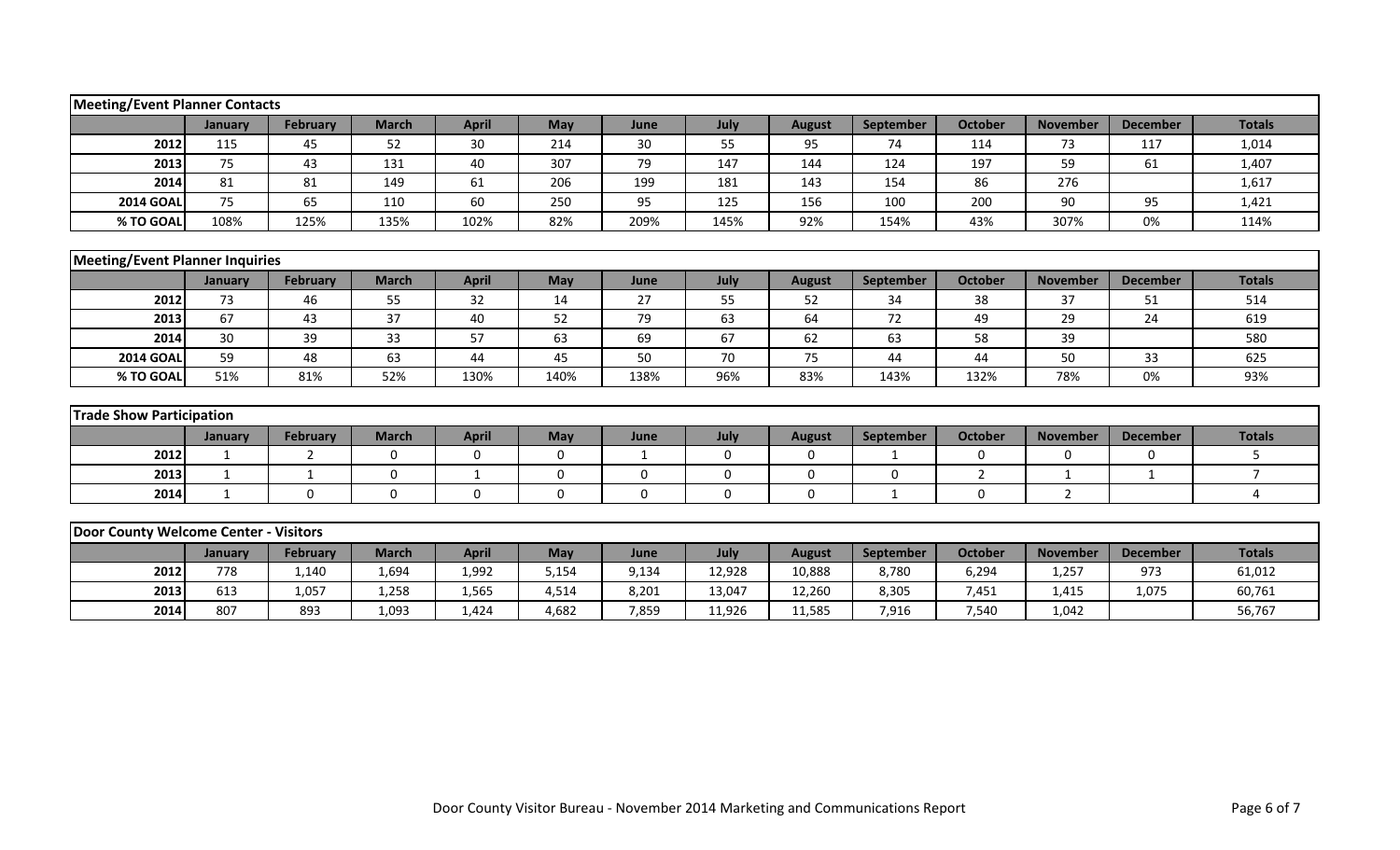## Meeting/Event Planner Contacts

| | January | February | March | April | May | June | July | August | September | October | November | December | Totals |
|---|---|---|---|---|---|---|---|---|---|---|---|---|---|
| 2012 | 115 | 45 | 52 | 30 | 214 | 30 | 55 | 95 | 74 | 114 | 73 | 117 | 1,014 |
| 2013 | 75 | 43 | 131 | 40 | 307 | 79 | 147 | 144 | 124 | 197 | 59 | 61 | 1,407 |
| 2014 | 81 | 81 | 149 | 61 | 206 | 199 | 181 | 143 | 154 | 86 | 276 | | 1,617 |
| 2014 GOAL | 75 | 65 | 110 | 60 | 250 | 95 | 125 | 156 | 100 | 200 | 90 | 95 | 1,421 |
| % TO GOAL | 108% | 125% | 135% | 102% | 82% | 209% | 145% | 92% | 154% | 43% | 307% | 0% | 114% |

## Meeting/Event Planner Inquiries

| | January | February | March | April | May | June | July | August | September | October | November | December | Totals |
|---|---|---|---|---|---|---|---|---|---|---|---|---|---|
| 2012 | 73 | 46 | 55 | 32 | 14 | 27 | 55 | 52 | 34 | 38 | 37 | 51 | 514 |
| 2013 | 67 | 43 | 37 | 40 | 52 | 79 | 63 | 64 | 72 | 49 | 29 | 24 | 619 |
| 2014 | 30 | 39 | 33 | 57 | 63 | 69 | 67 | 62 | 63 | 58 | 39 | | 580 |
| 2014 GOAL | 59 | 48 | 63 | 44 | 45 | 50 | 70 | 75 | 44 | 44 | 50 | 33 | 625 |
| % TO GOAL | 51% | 81% | 52% | 130% | 140% | 138% | 96% | 83% | 143% | 132% | 78% | 0% | 93% |

## Trade Show Participation

| | January | February | March | April | May | June | July | August | September | October | November | December | Totals |
|---|---|---|---|---|---|---|---|---|---|---|---|---|---|
| 2012 | 1 | 2 | 0 | 0 | 0 | 1 | 0 | 0 | 1 | 0 | 0 | 0 | 5 |
| 2013 | 1 | 1 | 0 | 1 | 0 | 0 | 0 | 0 | 0 | 2 | 1 | 1 | 7 |
| 2014 | 1 | 0 | 0 | 0 | 0 | 0 | 0 | 0 | 1 | 0 | 2 | | 4 |

## Door County Welcome Center - Visitors

| | January | February | March | April | May | June | July | August | September | October | November | December | Totals |
|---|---|---|---|---|---|---|---|---|---|---|---|---|---|
| 2012 | 778 | 1,140 | 1,694 | 1,992 | 5,154 | 9,134 | 12,928 | 10,888 | 8,780 | 6,294 | 1,257 | 973 | 61,012 |
| 2013 | 613 | 1,057 | 1,258 | 1,565 | 4,514 | 8,201 | 13,047 | 12,260 | 8,305 | 7,451 | 1,415 | 1,075 | 60,761 |
| 2014 | 807 | 893 | 1,093 | 1,424 | 4,682 | 7,859 | 11,926 | 11,585 | 7,916 | 7,540 | 1,042 | | 56,767 |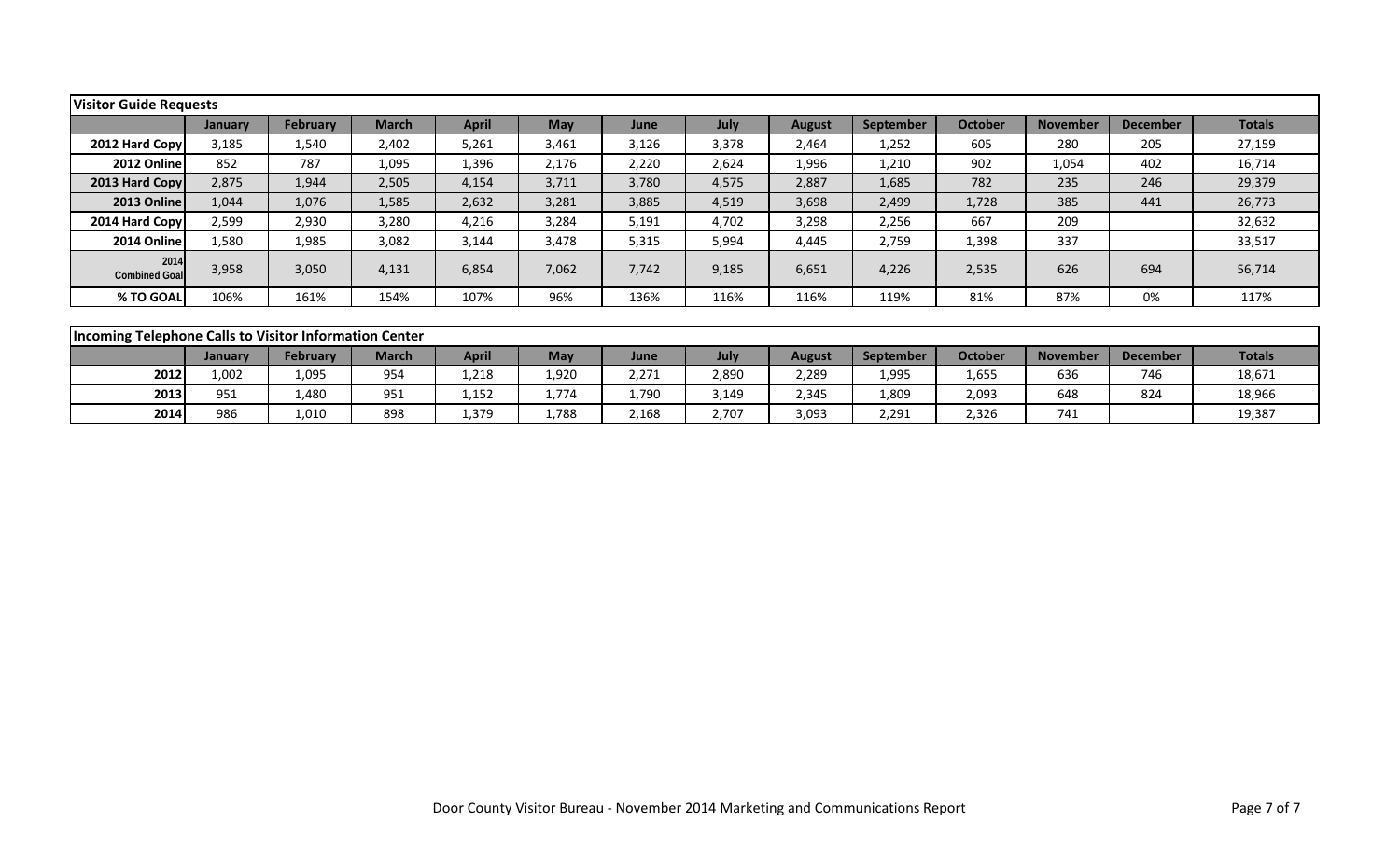| Visitor Guide Requests | | | | | | | | | | | | | |
|---|---|---|---|---|---|---|---|---|---|---|---|---|---|
| | January | February | March | April | May | June | July | August | September | October | November | December | Totals |
| 2012 Hard Copy | 3,185 | 1,540 | 2,402 | 5,261 | 3,461 | 3,126 | 3,378 | 2,464 | 1,252 | 605 | 280 | 205 | 27,159 |
| 2012 Online | 852 | 787 | 1,095 | 1,396 | 2,176 | 2,220 | 2,624 | 1,996 | 1,210 | 902 | 1,054 | 402 | 16,714 |
| 2013 Hard Copy | 2,875 | 1,944 | 2,505 | 4,154 | 3,711 | 3,780 | 4,575 | 2,887 | 1,685 | 782 | 235 | 246 | 29,379 |
| 2013 Online | 1,044 | 1,076 | 1,585 | 2,632 | 3,281 | 3,885 | 4,519 | 3,698 | 2,499 | 1,728 | 385 | 441 | 26,773 |
| 2014 Hard Copy | 2,599 | 2,930 | 3,280 | 4,216 | 3,284 | 5,191 | 4,702 | 3,298 | 2,256 | 667 | 209 | | 32,632 |
| 2014 Online | 1,580 | 1,985 | 3,082 | 3,144 | 3,478 | 5,315 | 5,994 | 4,445 | 2,759 | 1,398 | 337 | | 33,517 |
| 2014 Combined Goal | 3,958 | 3,050 | 4,131 | 6,854 | 7,062 | 7,742 | 9,185 | 6,651 | 4,226 | 2,535 | 626 | 694 | 56,714 |
| % TO GOAL | 106% | 161% | 154% | 107% | 96% | 136% | 116% | 116% | 119% | 81% | 87% | 0% | 117% |

| Incoming Telephone Calls to Visitor Information Center | | | | | | | | | | | | | |
|---|---|---|---|---|---|---|---|---|---|---|---|---|---|
| | January | February | March | April | May | June | July | August | September | October | November | December | Totals |
| 2012 | 1,002 | 1,095 | 954 | 1,218 | 1,920 | 2,271 | 2,890 | 2,289 | 1,995 | 1,655 | 636 | 746 | 18,671 |
| 2013 | 951 | 1,480 | 951 | 1,152 | 1,774 | 1,790 | 3,149 | 2,345 | 1,809 | 2,093 | 648 | 824 | 18,966 |
| 2014 | 986 | 1,010 | 898 | 1,379 | 1,788 | 2,168 | 2,707 | 3,093 | 2,291 | 2,326 | 741 | | 19,387 |